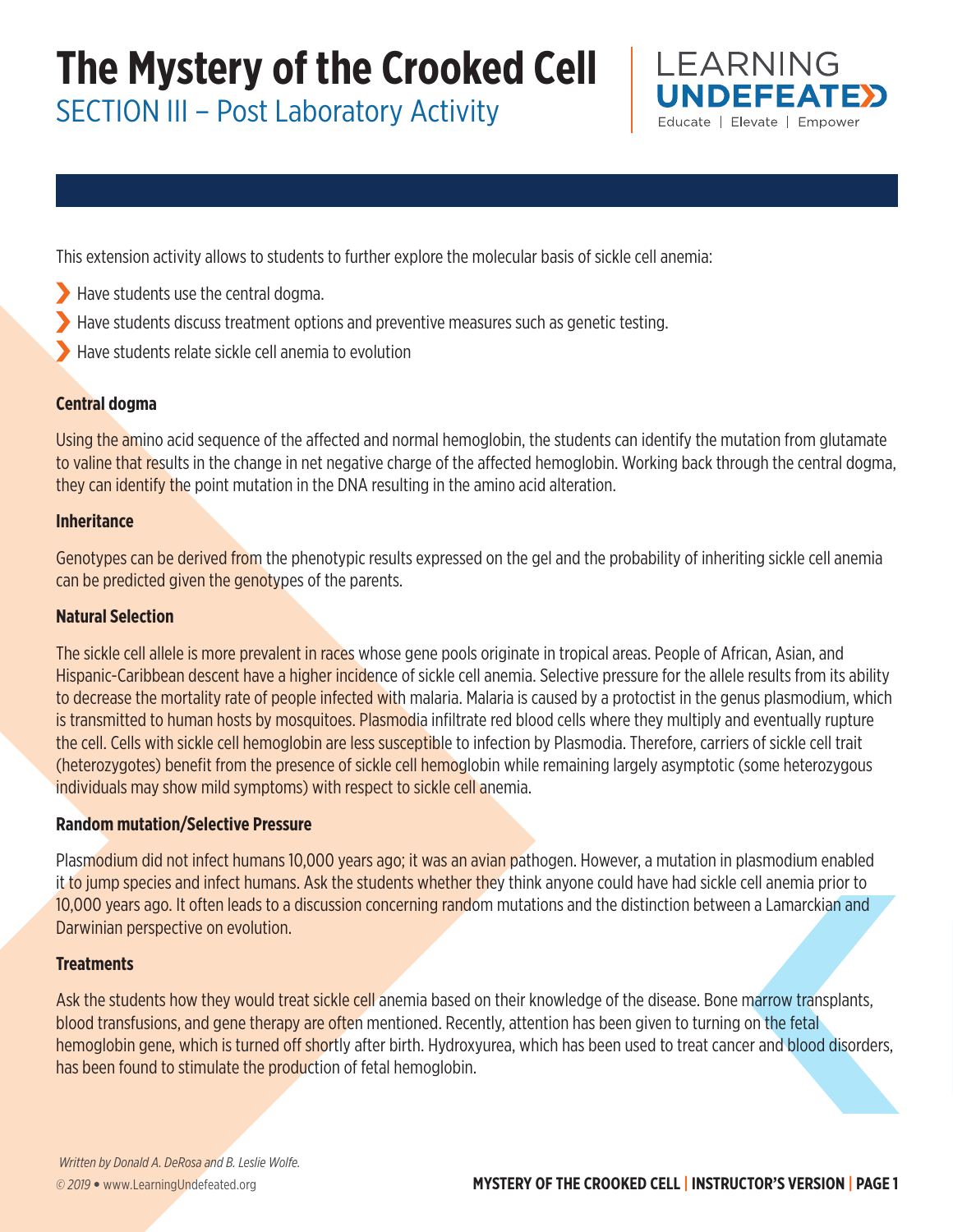# The Mystery of the Crooked Cell

## SECTION III – Post Laboratory Activity

This extension activity allows to students to further explore the molecular basis of sickle cell anemia:

- Have students use the central dogma.
- Have students discuss treatment options and preventive measures such as genetic testing.
- Have students relate sickle cell anemia to evolution

**Central dogma**

Using the amino acid sequence of the affected and normal hemoglobin, the students can identify the mutation from glutamate to valine that results in the change in net negative charge of the affected hemoglobin. Working back through the central dogma, they can identify the point mutation in the DNA resulting in the amino acid alteration.

**Inheritance**

Genotypes can be derived from the phenotypic results expressed on the gel and the probability of inheriting sickle cell anemia can be predicted given the genotypes of the parents.

**Natural Selection**

The sickle cell allele is more prevalent in races whose gene pools originate in tropical areas. People of African, Asian, and Hispanic-Caribbean descent have a higher incidence of sickle cell anemia. Selective pressure for the allele results from its ability to decrease the mortality rate of people infected with malaria. Malaria is caused by a protoctist in the genus plasmodium, which is transmitted to human hosts by mosquitoes. Plasmodia infiltrate red blood cells where they multiply and eventually rupture the cell. Cells with sickle cell hemoglobin are less susceptible to infection by Plasmodia. Therefore, carriers of sickle cell trait (heterozygotes) benefit from the presence of sickle cell hemoglobin while remaining largely asymptotic (some heterozygous individuals may show mild symptoms) with respect to sickle cell anemia.

**Random mutation/Selective Pressure**

Plasmodium did not infect humans 10,000 years ago; it was an avian pathogen. However, a mutation in plasmodium enabled it to jump species and infect humans. Ask the students whether they think anyone could have had sickle cell anemia prior to 10,000 years ago. It often leads to a discussion concerning random mutations and the distinction between a Lamarckian and Darwinian perspective on evolution.

**Treatments**

Ask the students how they would treat sickle cell anemia based on their knowledge of the disease. Bone marrow transplants, blood transfusions, and gene therapy are often mentioned. Recently, attention has been given to turning on the fetal hemoglobin gene, which is turned off shortly after birth. Hydroxyurea, which has been used to treat cancer and blood disorders, has been found to stimulate the production of fetal hemoglobin.

*Written by Donald A. DeRosa and B. Leslie Wolfe.*

*© 2019* • www.LearningUndefeated.org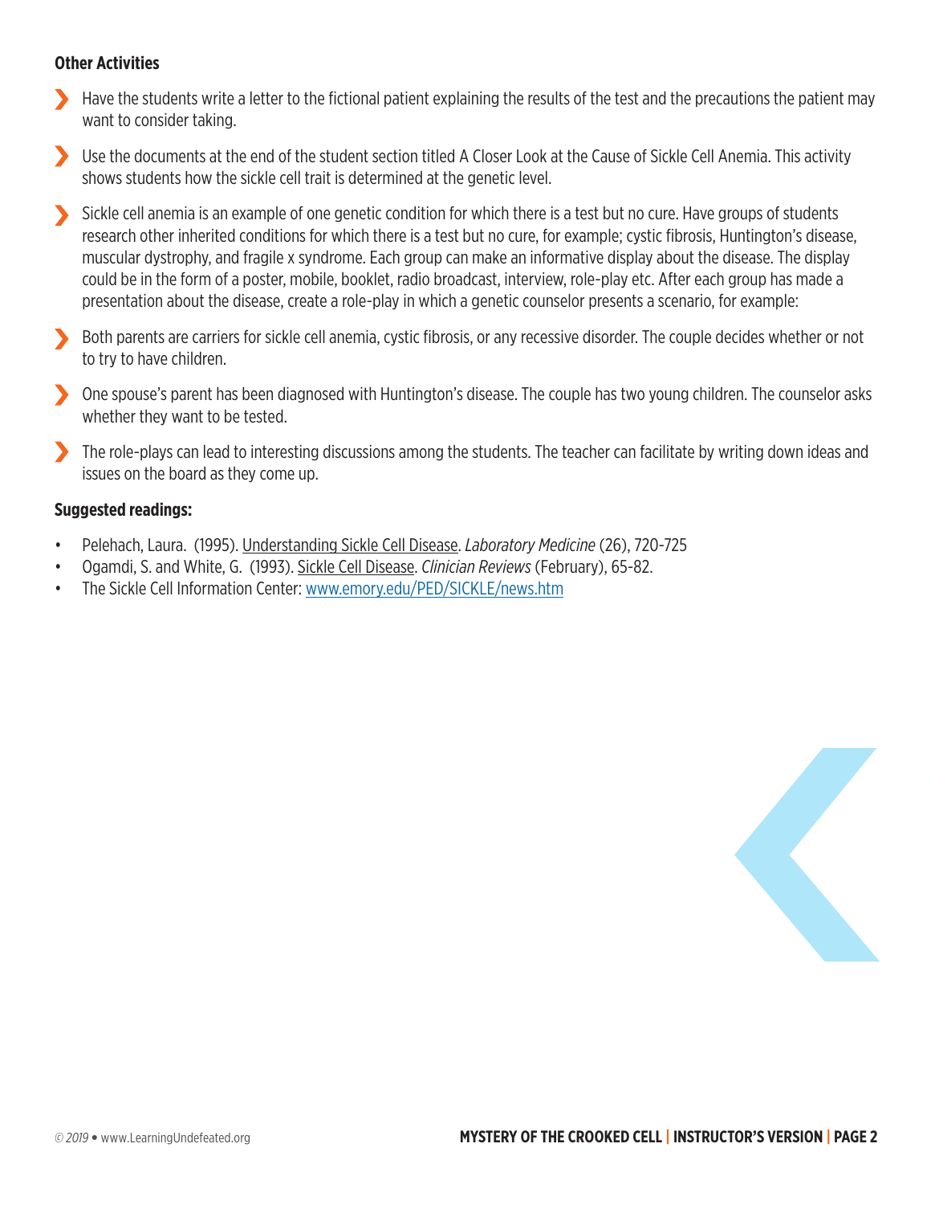**Other Activities**

- Have the students write a letter to the fictional patient explaining the results of the test and the precautions the patient may want to consider taking.
- Use the documents at the end of the student section titled A Closer Look at the Cause of Sickle Cell Anemia. This activity shows students how the sickle cell trait is determined at the genetic level.
- Sickle cell anemia is an example of one genetic condition for which there is a test but no cure. Have groups of students research other inherited conditions for which there is a test but no cure, for example; cystic fibrosis, Huntington's disease, muscular dystrophy, and fragile x syndrome. Each group can make an informative display about the disease. The display could be in the form of a poster, mobile, booklet, radio broadcast, interview, role-play etc. After each group has made a presentation about the disease, create a role-play in which a genetic counselor presents a scenario, for example:
- Both parents are carriers for sickle cell anemia, cystic fibrosis, or any recessive disorder. The couple decides whether or not to try to have children.
- One spouse's parent has been diagnosed with Huntington's disease. The couple has two young children. The counselor asks whether they want to be tested.
- The role-plays can lead to interesting discussions among the students. The teacher can facilitate by writing down ideas and issues on the board as they come up.

**Suggested readings:**

- Pelehach, Laura. (1995). Understanding Sickle Cell Disease. *Laboratory Medicine* (26), 720-725
- Ogamdi, S. and White, G. (1993). Sickle Cell Disease. *Clinician Reviews* (February), 65-82.
- The Sickle Cell Information Center: www.emory.edu/PED/SICKLE/news.htm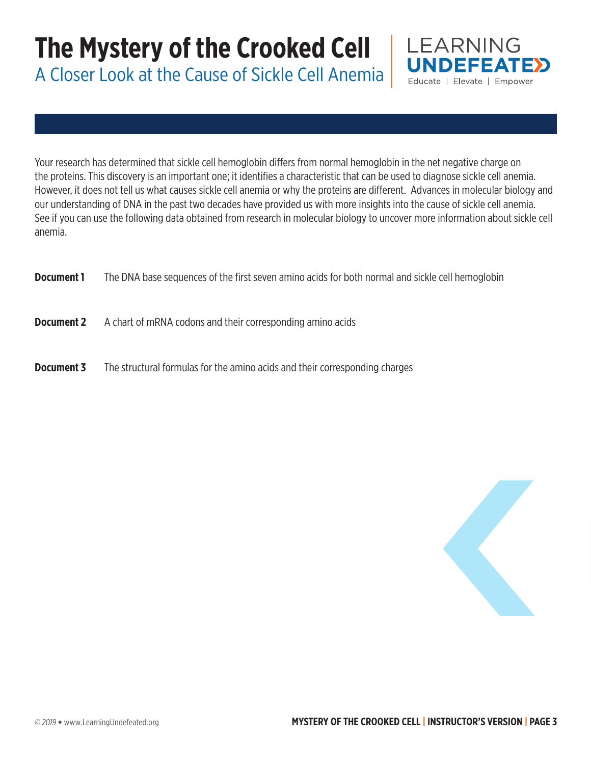# The Mystery of the Crooked Cell

## A Closer Look at the Cause of Sickle Cell Anemia

Your research has determined that sickle cell hemoglobin differs from normal hemoglobin in the net negative charge on the proteins. This discovery is an important one; it identifies a characteristic that can be used to diagnose sickle cell anemia. However, it does not tell us what causes sickle cell anemia or why the proteins are different. Advances in molecular biology and our understanding of DNA in the past two decades have provided us with more insights into the cause of sickle cell anemia. See if you can use the following data obtained from research in molecular biology to uncover more information about sickle cell anemia.

**Document 1** The DNA base sequences of the first seven amino acids for both normal and sickle cell hemoglobin

**Document 2** A chart of mRNA codons and their corresponding amino acids

**Document 3** The structural formulas for the amino acids and their corresponding charges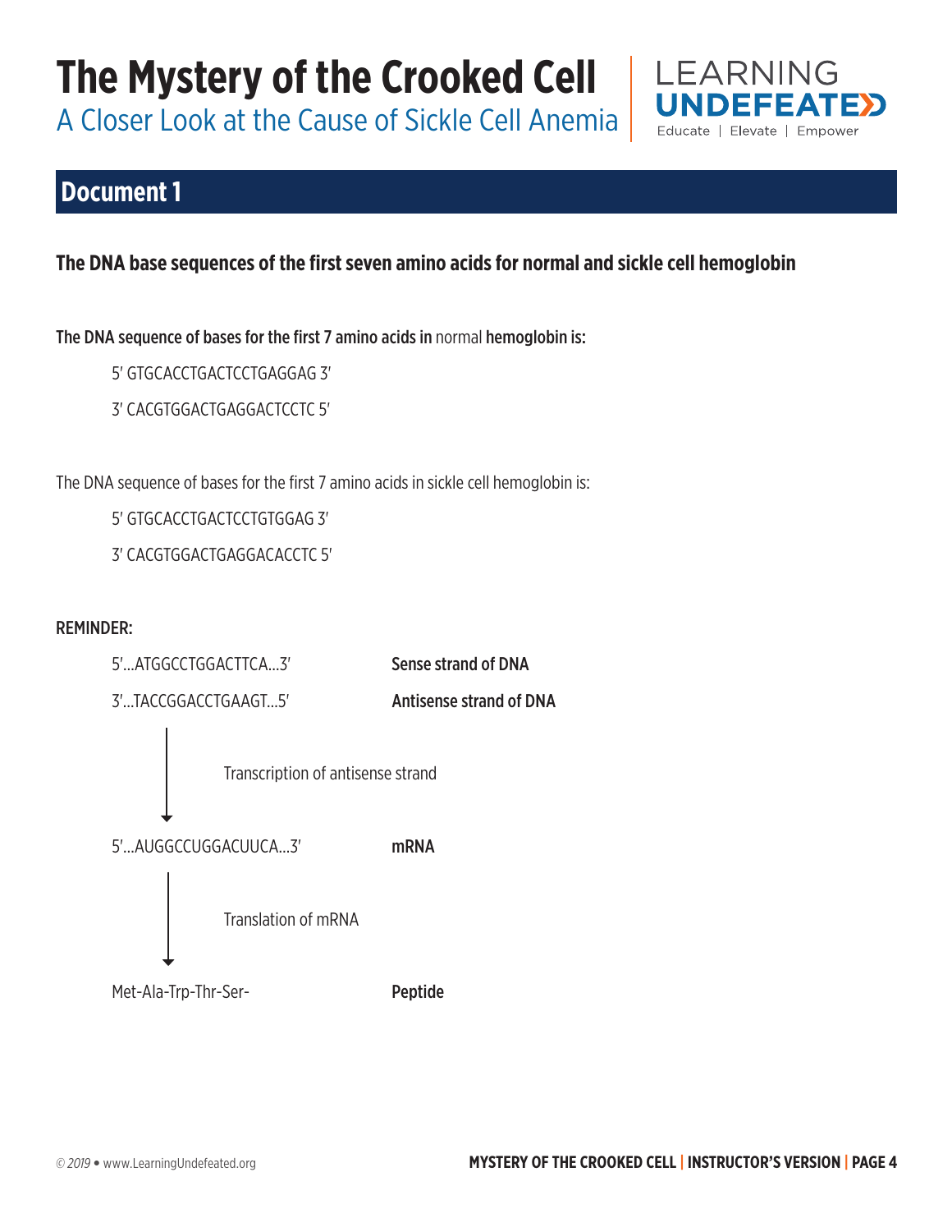# The Mystery of the Crooked Cell

A Closer Look at the Cause of Sickle Cell Anemia

## Document 1

**The DNA base sequences of the first seven amino acids for normal and sickle cell hemoglobin**

**The DNA sequence of bases for the first 7 amino acids in** normal **hemoglobin is:**

5′ GTGCACCTGACTCCTGAGGAG 3′

3′ CACGTGGACTGAGGACTCCTC 5′

The DNA sequence of bases for the first 7 amino acids in sickle cell hemoglobin is:

5′ GTGCACCTGACTCCTGTGGAG 3′

3′ CACGTGGACTGAGGACACCTC 5′

**REMINDER:**

5′...ATGGCCTGGACTTCA...3′ — **Sense strand of DNA**

3′...TACCGGACCTGAAGT...5′ — **Antisense strand of DNA**

↓ Transcription of antisense strand

5′...AUGGCCUGGACUUCA...3′ — **mRNA**

↓ Translation of mRNA

Met-Ala-Trp-Thr-Ser- — **Peptide**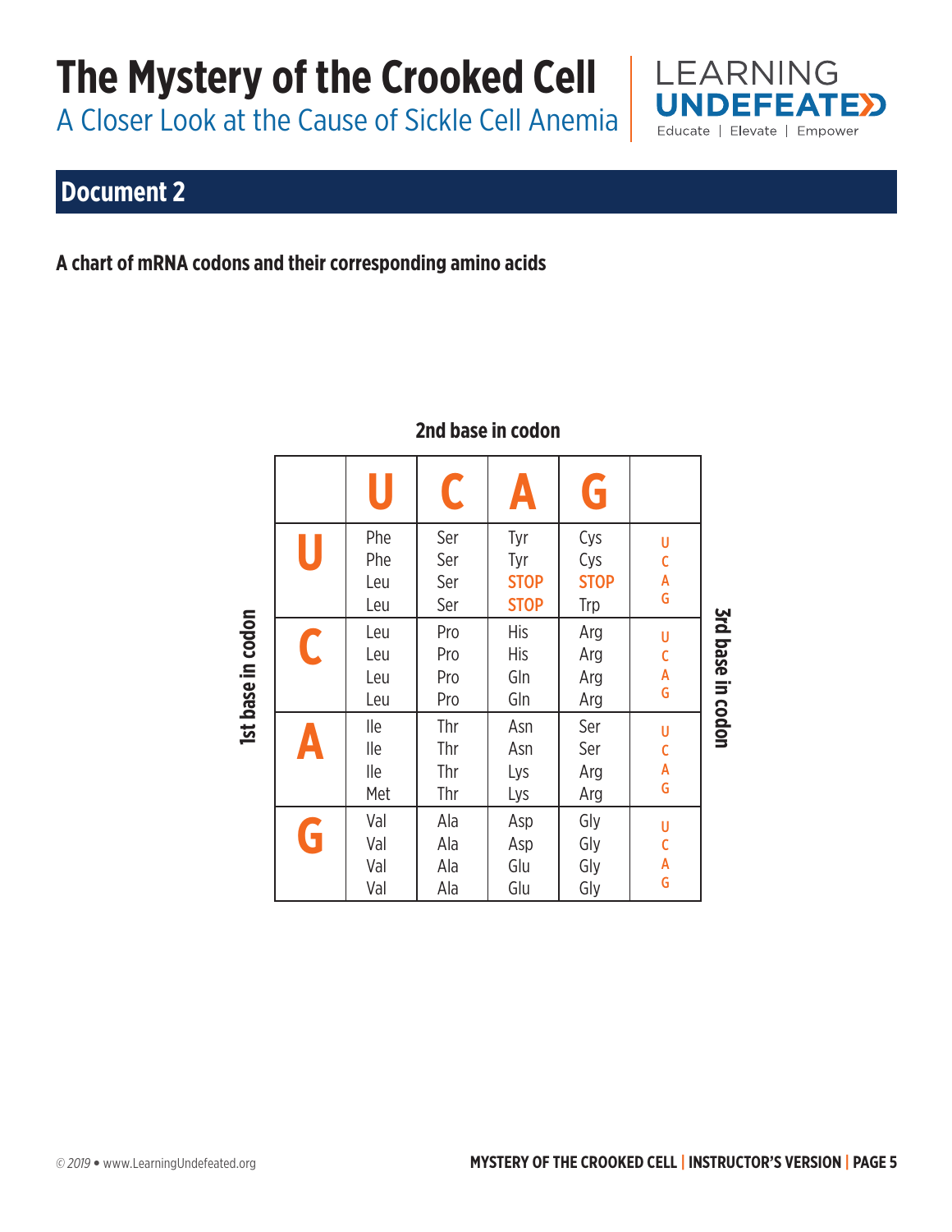# The Mystery of the Crooked Cell

A Closer Look at the Cause of Sickle Cell Anemia

## Document 2

**A chart of mRNA codons and their corresponding amino acids**

| 1st base in codon | 2nd base: U | 2nd base: C | 2nd base: A | 2nd base: G | 3rd base in codon |
|---|---|---|---|---|---|
| U | Phe<br>Phe<br>Leu<br>Leu | Ser<br>Ser<br>Ser<br>Ser | Tyr<br>Tyr<br>STOP<br>STOP | Cys<br>Cys<br>STOP<br>Trp | U<br>C<br>A<br>G |
| C | Leu<br>Leu<br>Leu<br>Leu | Pro<br>Pro<br>Pro<br>Pro | His<br>His<br>Gln<br>Gln | Arg<br>Arg<br>Arg<br>Arg | U<br>C<br>A<br>G |
| A | Ile<br>Ile<br>Ile<br>Met | Thr<br>Thr<br>Thr<br>Thr | Asn<br>Asn<br>Lys<br>Lys | Ser<br>Ser<br>Arg<br>Arg | U<br>C<br>A<br>G |
| G | Val<br>Val<br>Val<br>Val | Ala<br>Ala<br>Ala<br>Ala | Asp<br>Asp<br>Glu<br>Glu | Gly<br>Gly<br>Gly<br>Gly | U<br>C<br>A<br>G |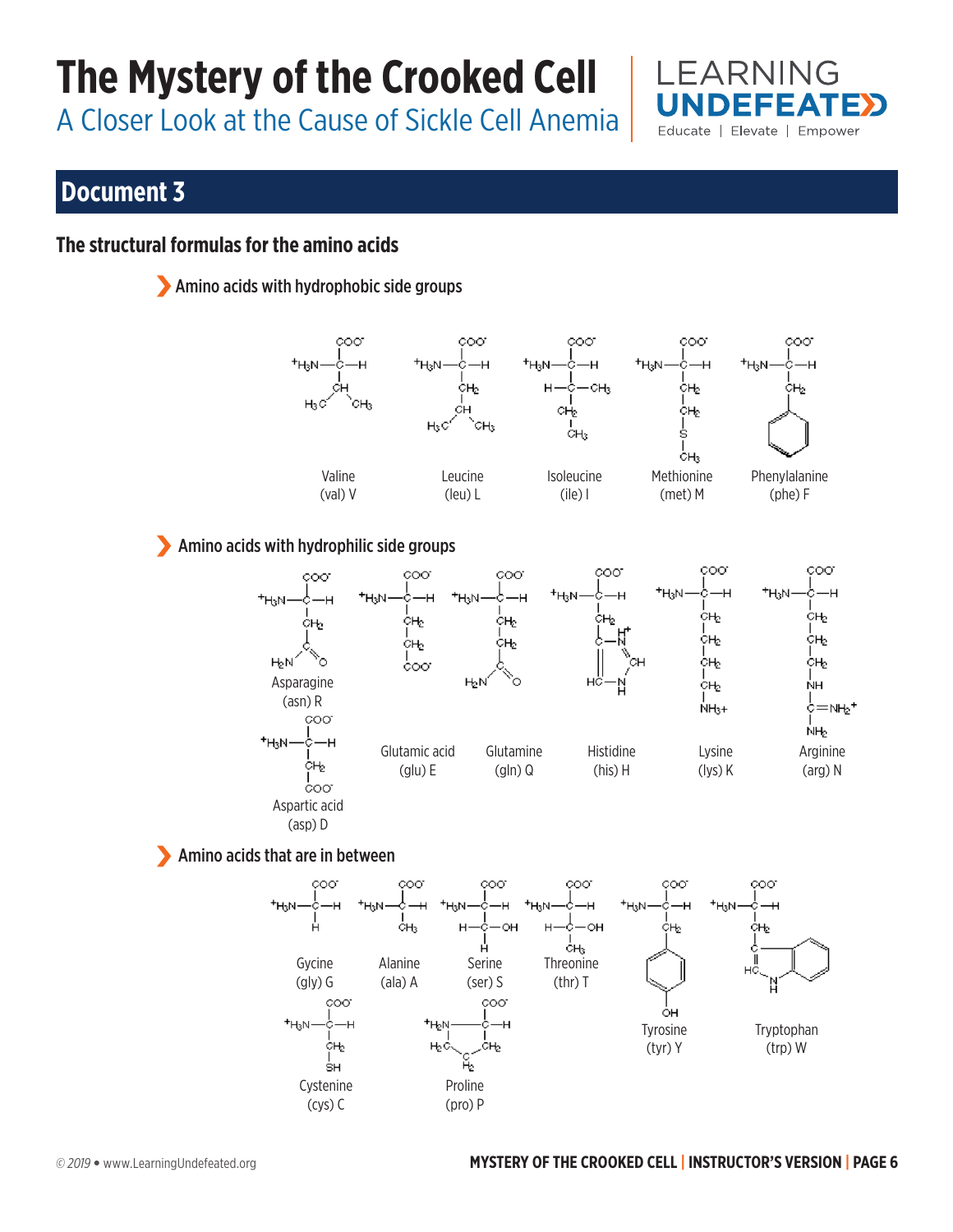# The Mystery of the Crooked Cell

A Closer Look at the Cause of Sickle Cell Anemia

## Document 3

### The structural formulas for the amino acids

**Amino acids with hydrophobic side groups**

Valine
(val) V

Leucine
(leu) L

Isoleucine
(ile) I

Methionine
(met) M

Phenylalanine
(phe) F

**Amino acids with hydrophilic side groups**

Asparagine
(asn) R

Aspartic acid
(asp) D

Glutamic acid
(glu) E

Glutamine
(gln) Q

Histidine
(his) H

Lysine
(lys) K

Arginine
(arg) N

**Amino acids that are in between**

Gycine
(gly) G

Alanine
(ala) A

Serine
(ser) S

Threonine
(thr) T

Tyrosine
(tyr) Y

Tryptophan
(trp) W

Cystenine
(cys) C

Proline
(pro) P